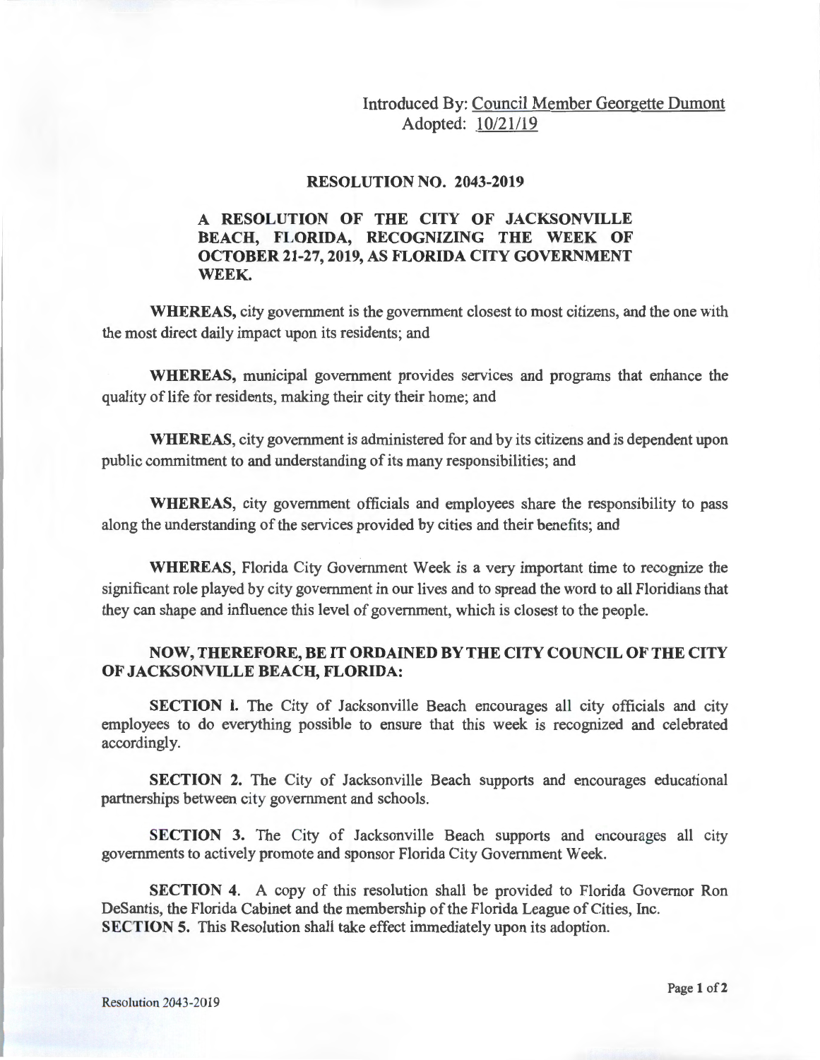Introduced By: Council Member Georgette Dumont
Adopted: 10/21/19

## RESOLUTION NO. 2043-2019

### A RESOLUTION OF THE CITY OF JACKSONVILLE BEACH, FLORIDA, RECOGNIZING THE WEEK OF OCTOBER 21-27, 2019, AS FLORIDA CITY GOVERNMENT WEEK.

**WHEREAS,** city government is the government closest to most citizens, and the one with the most direct daily impact upon its residents; and

**WHEREAS,** municipal government provides services and programs that enhance the quality of life for residents, making their city their home; and

**WHEREAS**, city government is administered for and by its citizens and is dependent upon public commitment to and understanding of its many responsibilities; and

**WHEREAS**, city government officials and employees share the responsibility to pass along the understanding of the services provided by cities and their benefits; and

**WHEREAS**, Florida City Government Week is a very important time to recognize the significant role played by city government in our lives and to spread the word to all Floridians that they can shape and influence this level of government, which is closest to the people.

**NOW, THEREFORE, BE IT ORDAINED BY THE CITY COUNCIL OF THE CITY OF JACKSONVILLE BEACH, FLORIDA:**

**SECTION 1.** The City of Jacksonville Beach encourages all city officials and city employees to do everything possible to ensure that this week is recognized and celebrated accordingly.

**SECTION 2.** The City of Jacksonville Beach supports and encourages educational partnerships between city government and schools.

**SECTION 3.** The City of Jacksonville Beach supports and encourages all city governments to actively promote and sponsor Florida City Government Week.

**SECTION 4**. A copy of this resolution shall be provided to Florida Governor Ron DeSantis, the Florida Cabinet and the membership of the Florida League of Cities, Inc.

**SECTION 5.** This Resolution shall take effect immediately upon its adoption.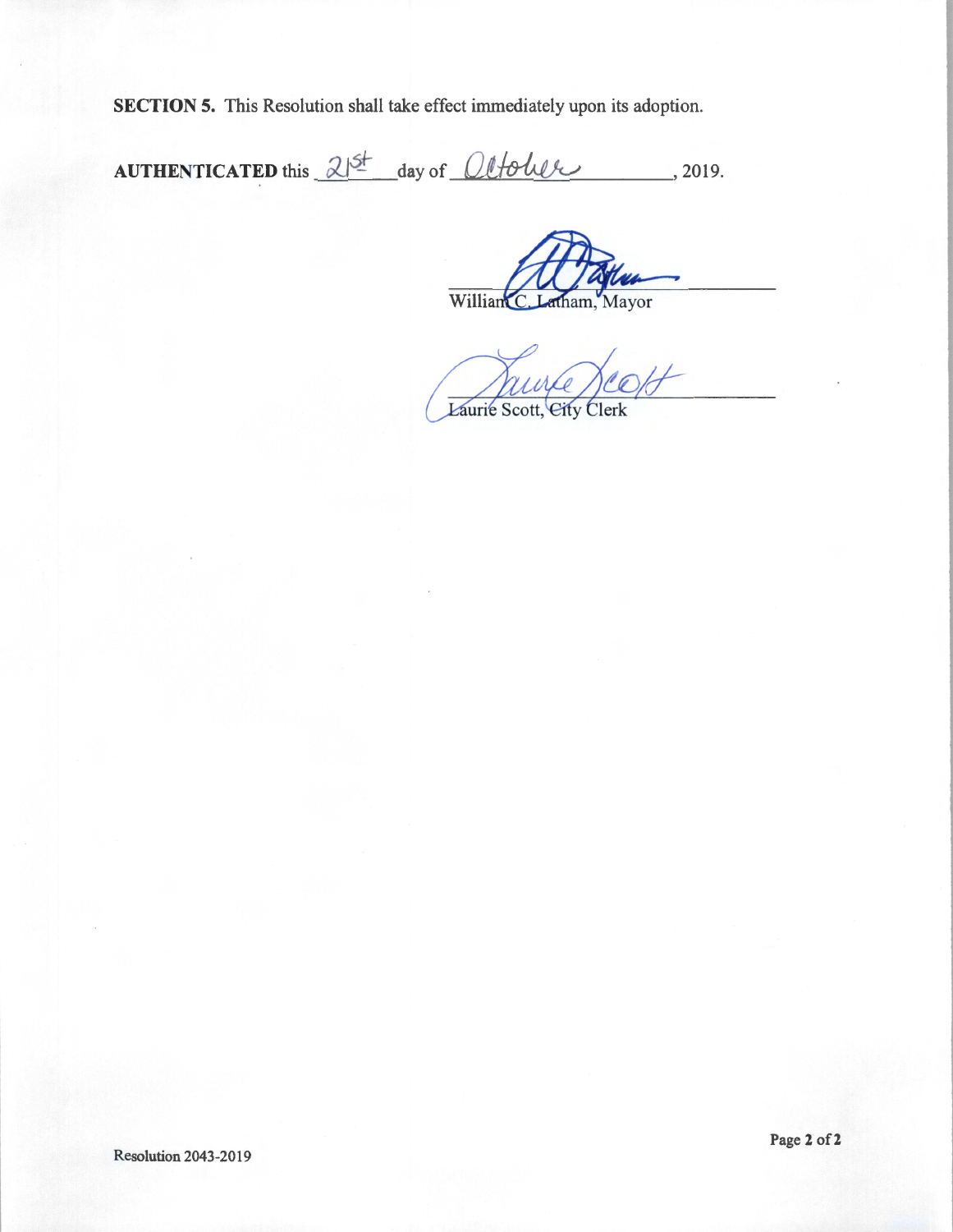**SECTION 5.** This Resolution shall take effect immediately upon its adoption.

**AUTHENTICATED** this 21st day of October, 2019.

William C. Latham, Mayor

Laurie Scott, City Clerk

Resolution 2043-2019